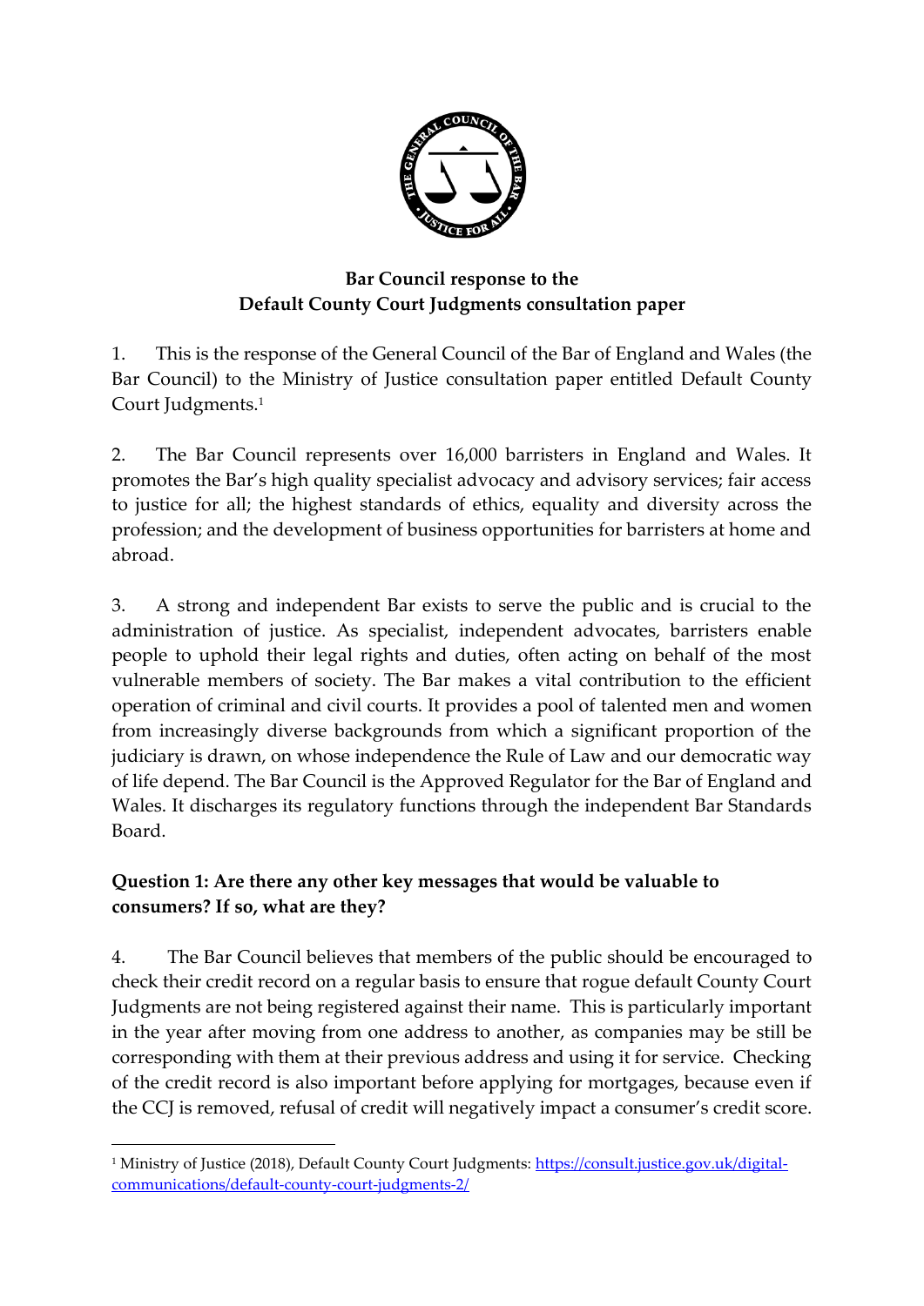**Bar Council response to the Default County Court Judgments consultation paper**

1. This is the response of the General Council of the Bar of England and Wales (the Bar Council) to the Ministry of Justice consultation paper entitled Default County Court Judgments.[1]

2. The Bar Council represents over 16,000 barristers in England and Wales. It promotes the Bar's high quality specialist advocacy and advisory services; fair access to justice for all; the highest standards of ethics, equality and diversity across the profession; and the development of business opportunities for barristers at home and abroad.

3. A strong and independent Bar exists to serve the public and is crucial to the administration of justice. As specialist, independent advocates, barristers enable people to uphold their legal rights and duties, often acting on behalf of the most vulnerable members of society. The Bar makes a vital contribution to the efficient operation of criminal and civil courts. It provides a pool of talented men and women from increasingly diverse backgrounds from which a significant proportion of the judiciary is drawn, on whose independence the Rule of Law and our democratic way of life depend. The Bar Council is the Approved Regulator for the Bar of England and Wales. It discharges its regulatory functions through the independent Bar Standards Board.

**Question 1: Are there any other key messages that would be valuable to consumers? If so, what are they?**

4. The Bar Council believes that members of the public should be encouraged to check their credit record on a regular basis to ensure that rogue default County Court Judgments are not being registered against their name. This is particularly important in the year after moving from one address to another, as companies may be still be corresponding with them at their previous address and using it for service. Checking of the credit record is also important before applying for mortgages, because even if the CCJ is removed, refusal of credit will negatively impact a consumer's credit score.

---

[1] Ministry of Justice (2018), Default County Court Judgments: https://consult.justice.gov.uk/digital-communications/default-county-court-judgments-2/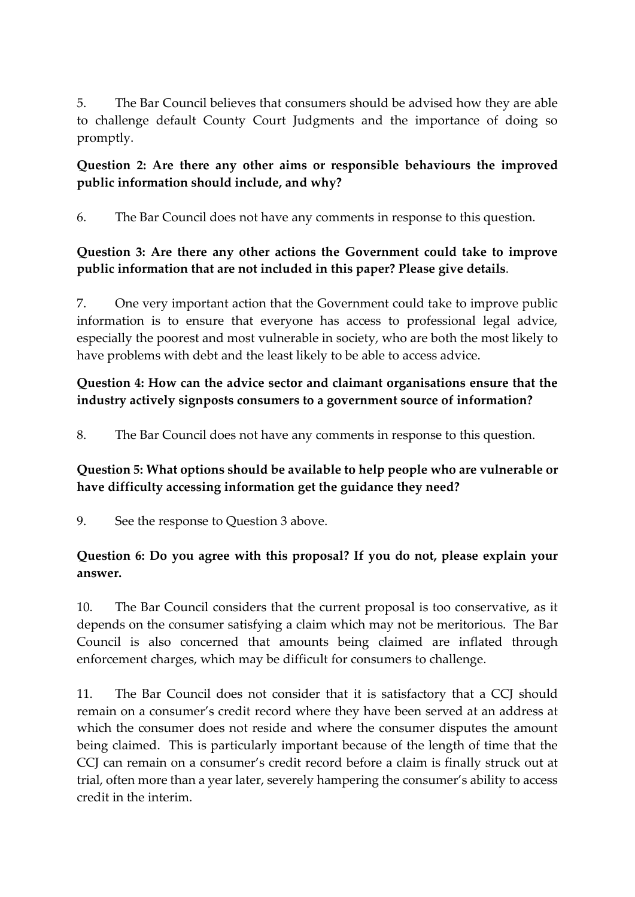5. The Bar Council believes that consumers should be advised how they are able to challenge default County Court Judgments and the importance of doing so promptly.

**Question 2: Are there any other aims or responsible behaviours the improved public information should include, and why?**

6. The Bar Council does not have any comments in response to this question.

**Question 3: Are there any other actions the Government could take to improve public information that are not included in this paper? Please give details**.

7. One very important action that the Government could take to improve public information is to ensure that everyone has access to professional legal advice, especially the poorest and most vulnerable in society, who are both the most likely to have problems with debt and the least likely to be able to access advice.

**Question 4: How can the advice sector and claimant organisations ensure that the industry actively signposts consumers to a government source of information?**

8. The Bar Council does not have any comments in response to this question.

**Question 5: What options should be available to help people who are vulnerable or have difficulty accessing information get the guidance they need?**

9. See the response to Question 3 above.

**Question 6: Do you agree with this proposal? If you do not, please explain your answer.**

10. The Bar Council considers that the current proposal is too conservative, as it depends on the consumer satisfying a claim which may not be meritorious. The Bar Council is also concerned that amounts being claimed are inflated through enforcement charges, which may be difficult for consumers to challenge.

11. The Bar Council does not consider that it is satisfactory that a CCJ should remain on a consumer's credit record where they have been served at an address at which the consumer does not reside and where the consumer disputes the amount being claimed. This is particularly important because of the length of time that the CCJ can remain on a consumer's credit record before a claim is finally struck out at trial, often more than a year later, severely hampering the consumer's ability to access credit in the interim.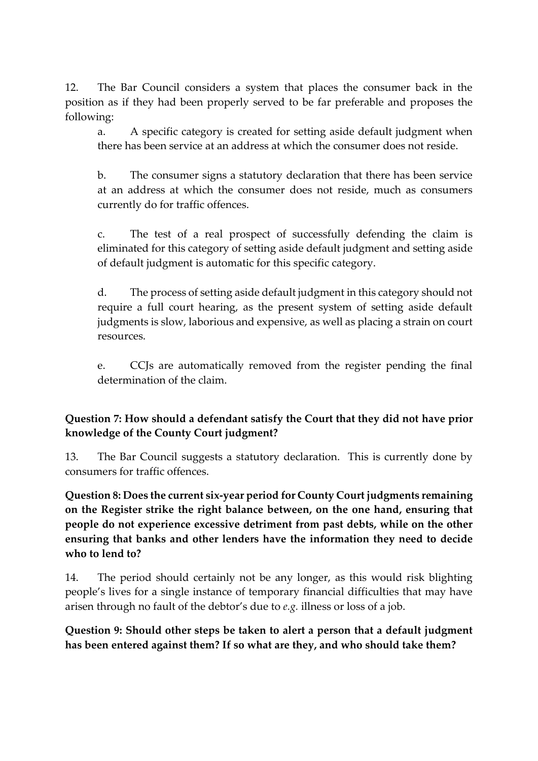12. The Bar Council considers a system that places the consumer back in the position as if they had been properly served to be far preferable and proposes the following:

   a. A specific category is created for setting aside default judgment when there has been service at an address at which the consumer does not reside.

   b. The consumer signs a statutory declaration that there has been service at an address at which the consumer does not reside, much as consumers currently do for traffic offences.

   c. The test of a real prospect of successfully defending the claim is eliminated for this category of setting aside default judgment and setting aside of default judgment is automatic for this specific category.

   d. The process of setting aside default judgment in this category should not require a full court hearing, as the present system of setting aside default judgments is slow, laborious and expensive, as well as placing a strain on court resources.

   e. CCJs are automatically removed from the register pending the final determination of the claim.

**Question 7: How should a defendant satisfy the Court that they did not have prior knowledge of the County Court judgment?**

13. The Bar Council suggests a statutory declaration. This is currently done by consumers for traffic offences.

**Question 8: Does the current six-year period for County Court judgments remaining on the Register strike the right balance between, on the one hand, ensuring that people do not experience excessive detriment from past debts, while on the other ensuring that banks and other lenders have the information they need to decide who to lend to?**

14. The period should certainly not be any longer, as this would risk blighting people's lives for a single instance of temporary financial difficulties that may have arisen through no fault of the debtor's due to *e.g.* illness or loss of a job.

**Question 9: Should other steps be taken to alert a person that a default judgment has been entered against them? If so what are they, and who should take them?**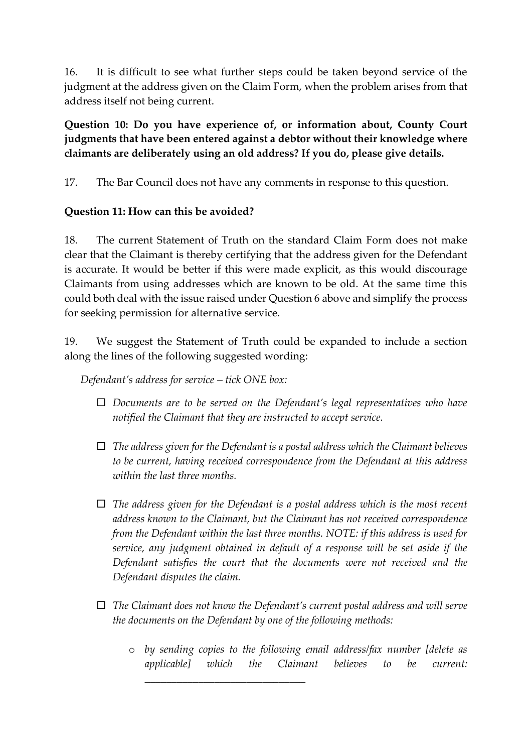16. It is difficult to see what further steps could be taken beyond service of the judgment at the address given on the Claim Form, when the problem arises from that address itself not being current.

**Question 10: Do you have experience of, or information about, County Court judgments that have been entered against a debtor without their knowledge where claimants are deliberately using an old address? If you do, please give details.**

17. The Bar Council does not have any comments in response to this question.

**Question 11: How can this be avoided?**

18. The current Statement of Truth on the standard Claim Form does not make clear that the Claimant is thereby certifying that the address given for the Defendant is accurate. It would be better if this were made explicit, as this would discourage Claimants from using addresses which are known to be old. At the same time this could both deal with the issue raised under Question 6 above and simplify the process for seeking permission for alternative service.

19. We suggest the Statement of Truth could be expanded to include a section along the lines of the following suggested wording:

*Defendant's address for service – tick ONE box:*

- ☐ *Documents are to be served on the Defendant's legal representatives who have notified the Claimant that they are instructed to accept service.*
- ☐ *The address given for the Defendant is a postal address which the Claimant believes to be current, having received correspondence from the Defendant at this address within the last three months.*
- ☐ *The address given for the Defendant is a postal address which is the most recent address known to the Claimant, but the Claimant has not received correspondence from the Defendant within the last three months. NOTE: if this address is used for service, any judgment obtained in default of a response will be set aside if the Defendant satisfies the court that the documents were not received and the Defendant disputes the claim.*
- ☐ *The Claimant does not know the Defendant's current postal address and will serve the documents on the Defendant by one of the following methods:*
  - *by sending copies to the following email address/fax number [delete as applicable] which the Claimant believes to be current: ______________________________*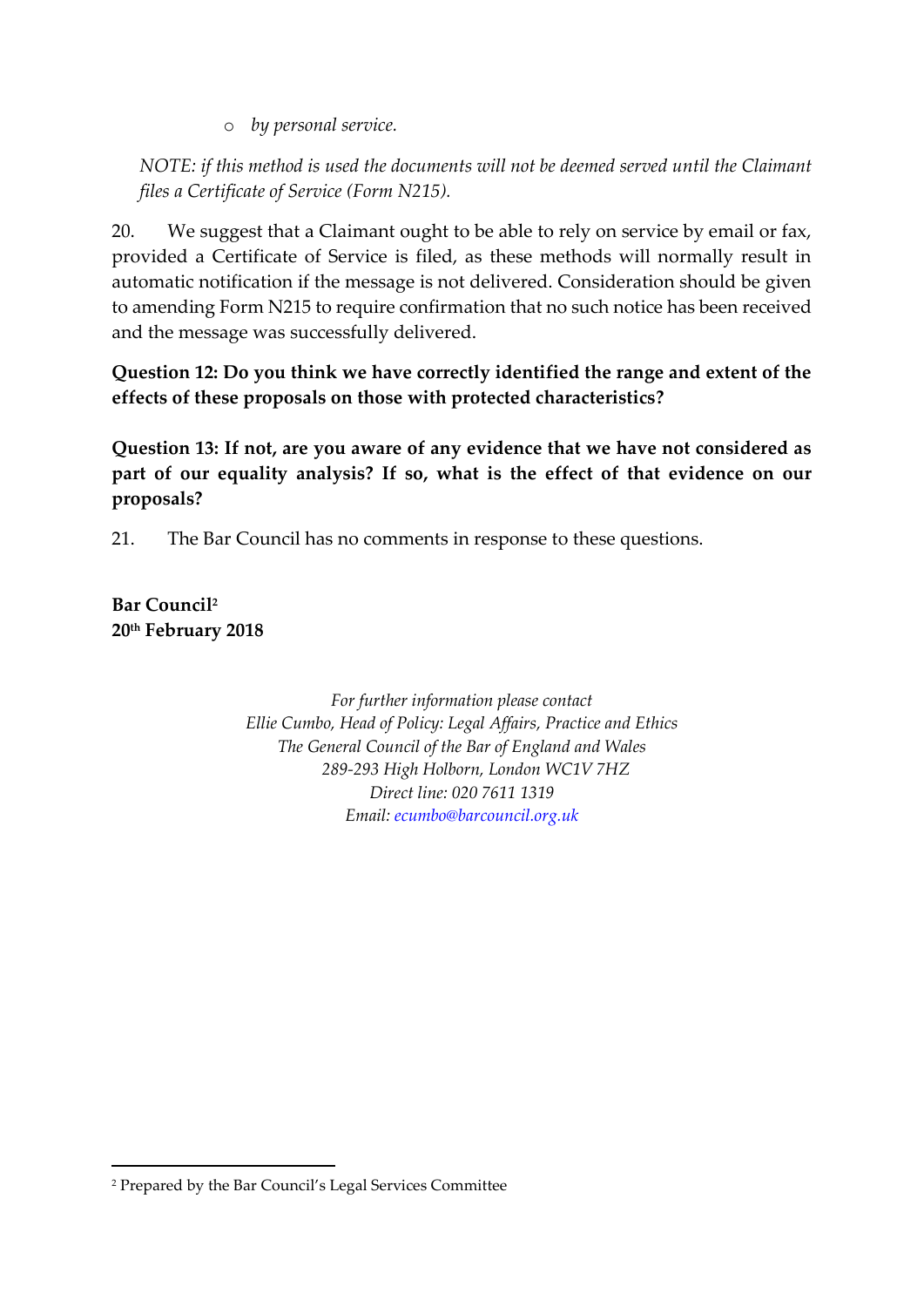- *by personal service.*

*NOTE: if this method is used the documents will not be deemed served until the Claimant files a Certificate of Service (Form N215).*

20. We suggest that a Claimant ought to be able to rely on service by email or fax, provided a Certificate of Service is filed, as these methods will normally result in automatic notification if the message is not delivered. Consideration should be given to amending Form N215 to require confirmation that no such notice has been received and the message was successfully delivered.

**Question 12: Do you think we have correctly identified the range and extent of the effects of these proposals on those with protected characteristics?**

**Question 13: If not, are you aware of any evidence that we have not considered as part of our equality analysis? If so, what is the effect of that evidence on our proposals?**

21. The Bar Council has no comments in response to these questions.

**Bar Council**[2]
**20th February 2018**

*For further information please contact*
*Ellie Cumbo, Head of Policy: Legal Affairs, Practice and Ethics*
*The General Council of the Bar of England and Wales*
*289-293 High Holborn, London WC1V 7HZ*
*Direct line: 020 7611 1319*
*Email: ecumbo@barcouncil.org.uk*

[2] Prepared by the Bar Council's Legal Services Committee